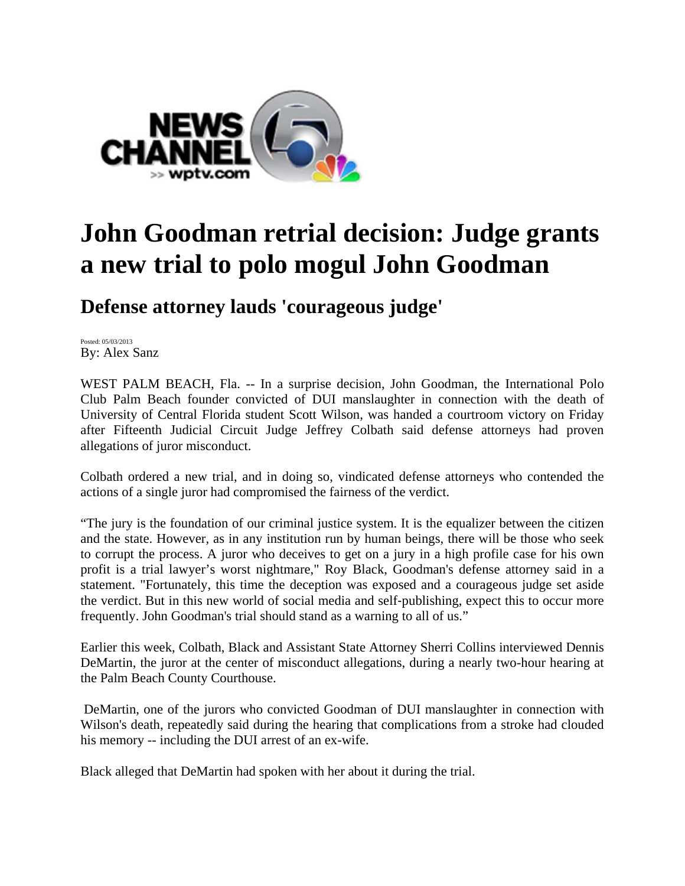# John Goodman retrial decision: Judge grants a new trial to polo mogul John Goodman

## Defense attorney lauds 'courageous judge'

Posted: 05/03/2013
By: Alex Sanz

WEST PALM BEACH, Fla. -- In a surprise decision, John Goodman, the International Polo Club Palm Beach founder convicted of DUI manslaughter in connection with the death of University of Central Florida student Scott Wilson, was handed a courtroom victory on Friday after Fifteenth Judicial Circuit Judge Jeffrey Colbath said defense attorneys had proven allegations of juror misconduct.

Colbath ordered a new trial, and in doing so, vindicated defense attorneys who contended the actions of a single juror had compromised the fairness of the verdict.

"The jury is the foundation of our criminal justice system. It is the equalizer between the citizen and the state. However, as in any institution run by human beings, there will be those who seek to corrupt the process. A juror who deceives to get on a jury in a high profile case for his own profit is a trial lawyer's worst nightmare," Roy Black, Goodman's defense attorney said in a statement. "Fortunately, this time the deception was exposed and a courageous judge set aside the verdict. But in this new world of social media and self-publishing, expect this to occur more frequently. John Goodman's trial should stand as a warning to all of us."

Earlier this week, Colbath, Black and Assistant State Attorney Sherri Collins interviewed Dennis DeMartin, the juror at the center of misconduct allegations, during a nearly two-hour hearing at the Palm Beach County Courthouse.

DeMartin, one of the jurors who convicted Goodman of DUI manslaughter in connection with Wilson's death, repeatedly said during the hearing that complications from a stroke had clouded his memory -- including the DUI arrest of an ex-wife.

Black alleged that DeMartin had spoken with her about it during the trial.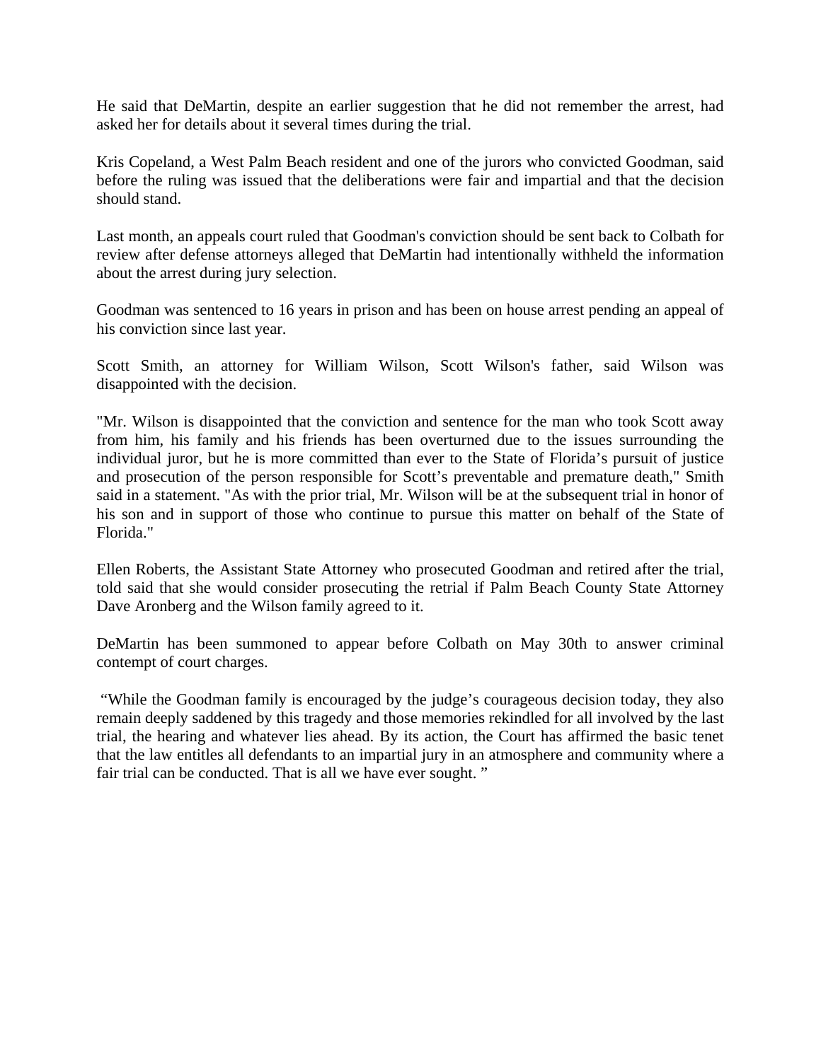He said that DeMartin, despite an earlier suggestion that he did not remember the arrest, had asked her for details about it several times during the trial.

Kris Copeland, a West Palm Beach resident and one of the jurors who convicted Goodman, said before the ruling was issued that the deliberations were fair and impartial and that the decision should stand.

Last month, an appeals court ruled that Goodman's conviction should be sent back to Colbath for review after defense attorneys alleged that DeMartin had intentionally withheld the information about the arrest during jury selection.

Goodman was sentenced to 16 years in prison and has been on house arrest pending an appeal of his conviction since last year.

Scott Smith, an attorney for William Wilson, Scott Wilson's father, said Wilson was disappointed with the decision.

"Mr. Wilson is disappointed that the conviction and sentence for the man who took Scott away from him, his family and his friends has been overturned due to the issues surrounding the individual juror, but he is more committed than ever to the State of Florida's pursuit of justice and prosecution of the person responsible for Scott's preventable and premature death," Smith said in a statement. "As with the prior trial, Mr. Wilson will be at the subsequent trial in honor of his son and in support of those who continue to pursue this matter on behalf of the State of Florida."

Ellen Roberts, the Assistant State Attorney who prosecuted Goodman and retired after the trial, told said that she would consider prosecuting the retrial if Palm Beach County State Attorney Dave Aronberg and the Wilson family agreed to it.

DeMartin has been summoned to appear before Colbath on May 30th to answer criminal contempt of court charges.

"While the Goodman family is encouraged by the judge's courageous decision today, they also remain deeply saddened by this tragedy and those memories rekindled for all involved by the last trial, the hearing and whatever lies ahead. By its action, the Court has affirmed the basic tenet that the law entitles all defendants to an impartial jury in an atmosphere and community where a fair trial can be conducted. That is all we have ever sought. "